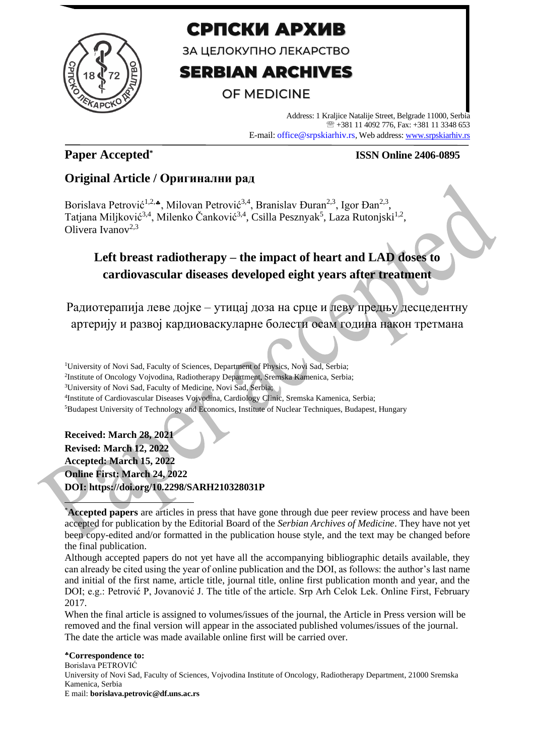# СРПСКИ АРХИВ

ЗА ЦЕЛОКУПНО ЛЕКАРСТВО

# SERBIAN ARCHIVES

OF MEDICINE

Address: 1 Kraljice Natalije Street, Belgrade 11000, Serbia
☏ +381 11 4092 776, Fax: +381 11 3348 653
E-mail: office@srpskiarhiv.rs, Web address: www.srpskiarhiv.rs

**Paper Accepted*** **ISSN Online 2406-0895**

## Original Article / Оригинални рад

Borislava Petrović[1,2,♣], Milovan Petrović[3,4], Branislav Đuran[2,3], Igor Đan[2,3], Tatjana Miljković[3,4], Milenko Čanković[3,4], Csilla Pesznyak[5], Laza Rutonjski[1,2], Olivera Ivanov[2,3]

# Left breast radiotherapy – the impact of heart and LAD doses to cardiovascular diseases developed eight years after treatment

Радиотерапија леве дојке – утицај доза на срце и леву предњу десцедентну артерију и развој кардиоваскуларне болести осам година након третмана

[1]University of Novi Sad, Faculty of Sciences, Department of Physics, Novi Sad, Serbia;
[2]Institute of Oncology Vojvodina, Radiotherapy Department, Sremska Kamenica, Serbia;
[3]University of Novi Sad, Faculty of Medicine, Novi Sad, Serbia;
[4]Institute of Cardiovascular Diseases Vojvodina, Cardiology Clinic, Sremska Kamenica, Serbia;
[5]Budapest University of Technology and Economics, Institute of Nuclear Techniques, Budapest, Hungary

**Received: March 28, 2021**
**Revised: March 12, 2022**
**Accepted: March 15, 2022**
**Online First: March 24, 2022**
**DOI: https://doi.org/10.2298/SARH210328031P**

*__Accepted papers__ are articles in press that have gone through due peer review process and have been accepted for publication by the Editorial Board of the *Serbian Archives of Medicine*. They have not yet been copy-edited and/or formatted in the publication house style, and the text may be changed before the final publication.

Although accepted papers do not yet have all the accompanying bibliographic details available, they can already be cited using the year of online publication and the DOI, as follows: the author's last name and initial of the first name, article title, journal title, online first publication month and year, and the DOI; e.g.: Petrović P, Jovanović J. The title of the article. Srp Arh Celok Lek. Online First, February 2017.

When the final article is assigned to volumes/issues of the journal, the Article in Press version will be removed and the final version will appear in the associated published volumes/issues of the journal. The date the article was made available online first will be carried over.

♣**Correspondence to:**
Borislava PETROVIĆ
University of Novi Sad, Faculty of Sciences, Vojvodina Institute of Oncology, Radiotherapy Department, 21000 Sremska Kamenica, Serbia
E mail: **borislava.petrovic@df.uns.ac.rs**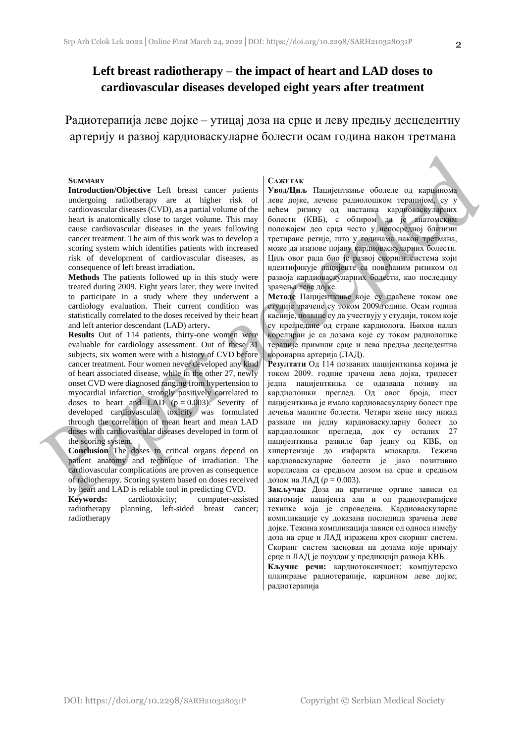# Left breast radiotherapy – the impact of heart and LAD doses to cardiovascular diseases developed eight years after treatment

## Радиотерапија леве дојке – утицај доза на срце и леву предњу десцедентну артерију и развој кардиоваскуларне болести осам година након третмана

**SUMMARY**

**Introduction/Objective** Left breast cancer patients undergoing radiotherapy are at higher risk of cardiovascular diseases (CVD), as a partial volume of the heart is anatomically close to target volume. This may cause cardiovascular diseases in the years following cancer treatment. The aim of this work was to develop a scoring system which identifies patients with increased risk of development of cardiovascular diseases, as consequence of left breast irradiation**.**

**Methods** The patients followed up in this study were treated during 2009. Eight years later, they were invited to participate in a study where they underwent a cardiology evaluation. Their current condition was statistically correlated to the doses received by their heart and left anterior descendant (LAD) artery**.**

**Results** Out of 114 patients, thirty-one women were evaluable for cardiology assessment. Out of these 31 subjects, six women were with a history of CVD before cancer treatment. Four women never developed any kind of heart associated disease, while in the other 27, newly onset CVD were diagnosed ranging from hypertension to myocardial infarction, strongly positively correlated to doses to heart and LAD ($p = 0.003$). Severity of developed cardiovascular toxicity was formulated through the correlation of mean heart and mean LAD doses with cardiovascular diseases developed in form of the scoring system.

**Conclusion** The doses to critical organs depend on patient anatomy and technique of irradiation. The cardiovascular complications are proven as consequence of radiotherapy. Scoring system based on doses received by heart and LAD is reliable tool in predicting CVD.

**Keywords:** cardiotoxicity; computer-assisted radiotherapy planning, left-sided breast cancer; radiotherapy

**САЖЕТАК**

**Увод/Циљ** Пацијенткиње оболеле од карцинома леве дојке, лечене радиолошком терапијом, су у већем ризику од настанка кардиоваскуларних болести (КВБ), с обзиром да је анатомским положајем део срца често у непосредној близини третиране регије, што у годинама након третмана, може да изазове појаву кардиоваскуларних болести. Циљ овог рада био је развој скоринг система који идентификује пацијенте са повећаним ризиком од развоја кардиоваскуларних болести, као последицу зрачења леве дојке.

**Методе** Пацијенткиње које су праћене током ове студије зрачене су током 2009.године. Осам година касније, позване су да учествују у студији, током које су прегледане од стране кардиолога. Њихов налаз корелиран је са дозама које су током радиолошке терапије примили срце и лева предња десцедентна коронарна артерија (ЛАД).

**Резултати** Од 114 позваних пацијенткиња којима је током 2009. године зрачена лева дојка, тридесет једна пацијенткиња се одазвала позиву на кардиолошки преглед. Од овог броја, шест пацијенткиња је имало кардиоваскуларну болест пре лечења малигне болести. Четири жене нису никад развиле ни једну кардиоваскуларну болест до кардиолошког прегледа, док су осталих 27 пацијенткиња развиле бар једну од КВБ, од хипертензије до инфаркта миокарда. Тежина кардиоваскуларне болести је јако позитивно корелисана са средњом дозом на срце и средњом дозом на ЛАД ($p = 0.003$).

**Закључак** Доза на критичне органе зависи од анатомије пацијента али и од радиотерапијске технике која је спроведена. Кардиоваскуларне компликације су доказана последица зрачења леве дојке. Тежина компликација зависи од односа између доза на срце и ЛАД изражена кроз скоринг систем. Скоринг систем заснован на дозама које примају срце и ЛАД је поуздан у предикцији развоја КВБ.

**Кључне речи:** кардиотоксичност; компјутерско планирање радиотерапије, карцином леве дојке; радиотерапија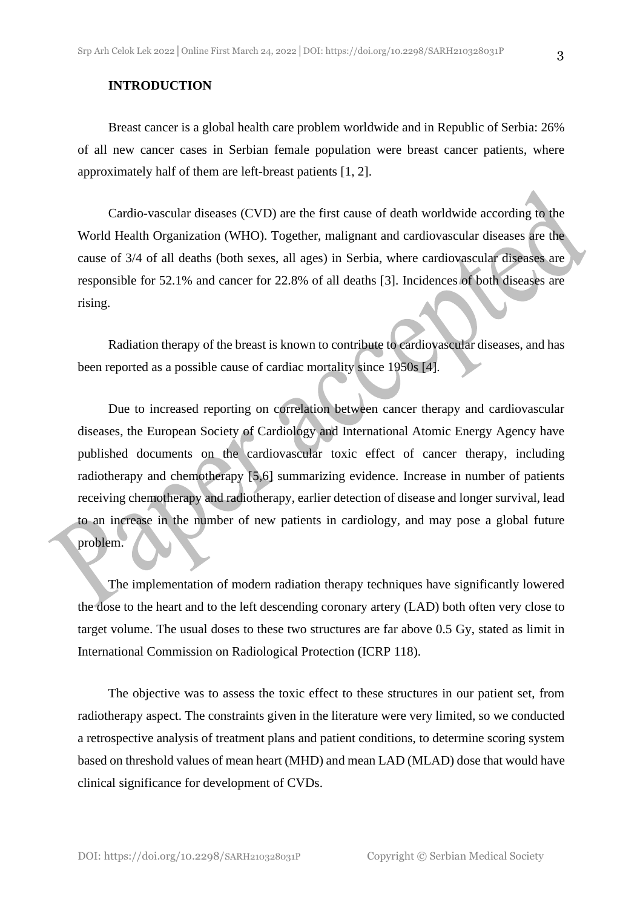## INTRODUCTION

Breast cancer is a global health care problem worldwide and in Republic of Serbia: 26% of all new cancer cases in Serbian female population were breast cancer patients, where approximately half of them are left-breast patients [1, 2].

Cardio-vascular diseases (CVD) are the first cause of death worldwide according to the World Health Organization (WHO). Together, malignant and cardiovascular diseases are the cause of 3/4 of all deaths (both sexes, all ages) in Serbia, where cardiovascular diseases are responsible for 52.1% and cancer for 22.8% of all deaths [3]. Incidences of both diseases are rising.

Radiation therapy of the breast is known to contribute to cardiovascular diseases, and has been reported as a possible cause of cardiac mortality since 1950s [4].

Due to increased reporting on correlation between cancer therapy and cardiovascular diseases, the European Society of Cardiology and International Atomic Energy Agency have published documents on the cardiovascular toxic effect of cancer therapy, including radiotherapy and chemotherapy [5,6] summarizing evidence. Increase in number of patients receiving chemotherapy and radiotherapy, earlier detection of disease and longer survival, lead to an increase in the number of new patients in cardiology, and may pose a global future problem.

The implementation of modern radiation therapy techniques have significantly lowered the dose to the heart and to the left descending coronary artery (LAD) both often very close to target volume. The usual doses to these two structures are far above 0.5 Gy, stated as limit in International Commission on Radiological Protection (ICRP 118).

The objective was to assess the toxic effect to these structures in our patient set, from radiotherapy aspect. The constraints given in the literature were very limited, so we conducted a retrospective analysis of treatment plans and patient conditions, to determine scoring system based on threshold values of mean heart (MHD) and mean LAD (MLAD) dose that would have clinical significance for development of CVDs.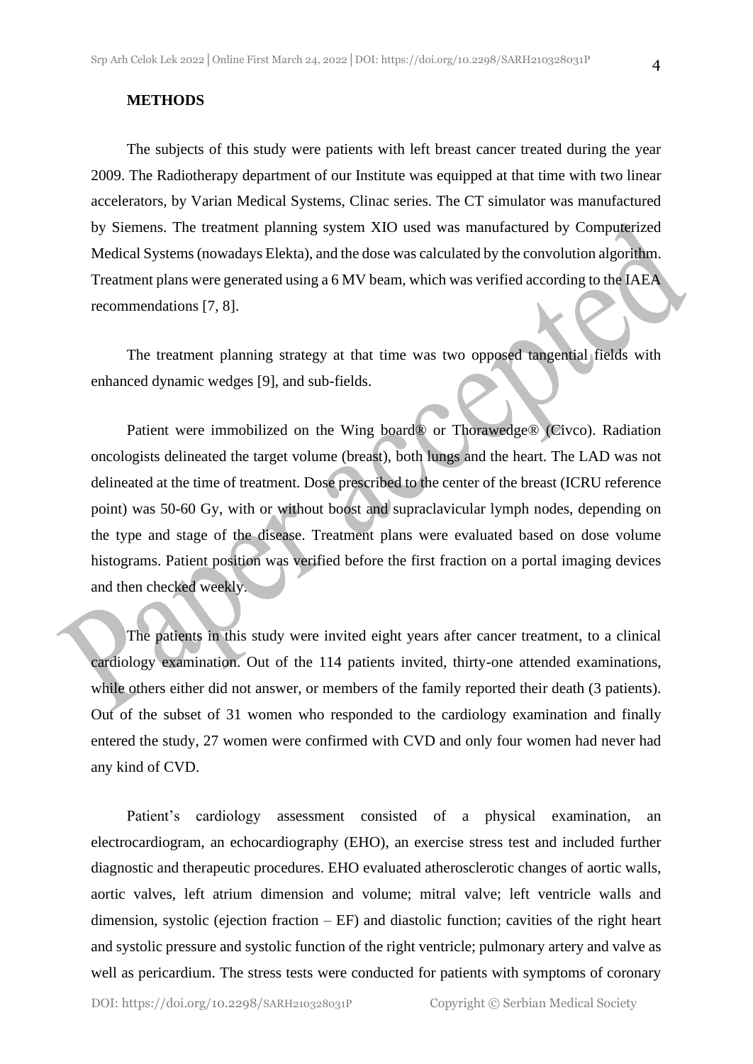**METHODS**

The subjects of this study were patients with left breast cancer treated during the year 2009. The Radiotherapy department of our Institute was equipped at that time with two linear accelerators, by Varian Medical Systems, Clinac series. The CT simulator was manufactured by Siemens. The treatment planning system XIO used was manufactured by Computerized Medical Systems (nowadays Elekta), and the dose was calculated by the convolution algorithm. Treatment plans were generated using a 6 MV beam, which was verified according to the IAEA recommendations [7, 8].

The treatment planning strategy at that time was two opposed tangential fields with enhanced dynamic wedges [9], and sub-fields.

Patient were immobilized on the Wing board® or Thorawedge® (Civco). Radiation oncologists delineated the target volume (breast), both lungs and the heart. The LAD was not delineated at the time of treatment. Dose prescribed to the center of the breast (ICRU reference point) was 50-60 Gy, with or without boost and supraclavicular lymph nodes, depending on the type and stage of the disease. Treatment plans were evaluated based on dose volume histograms. Patient position was verified before the first fraction on a portal imaging devices and then checked weekly.

The patients in this study were invited eight years after cancer treatment, to a clinical cardiology examination. Out of the 114 patients invited, thirty-one attended examinations, while others either did not answer, or members of the family reported their death (3 patients). Out of the subset of 31 women who responded to the cardiology examination and finally entered the study, 27 women were confirmed with CVD and only four women had never had any kind of CVD.

Patient's cardiology assessment consisted of a physical examination, an electrocardiogram, an echocardiography (EHO), an exercise stress test and included further diagnostic and therapeutic procedures. EHO evaluated atherosclerotic changes of aortic walls, aortic valves, left atrium dimension and volume; mitral valve; left ventricle walls and dimension, systolic (ejection fraction – EF) and diastolic function; cavities of the right heart and systolic pressure and systolic function of the right ventricle; pulmonary artery and valve as well as pericardium. The stress tests were conducted for patients with symptoms of coronary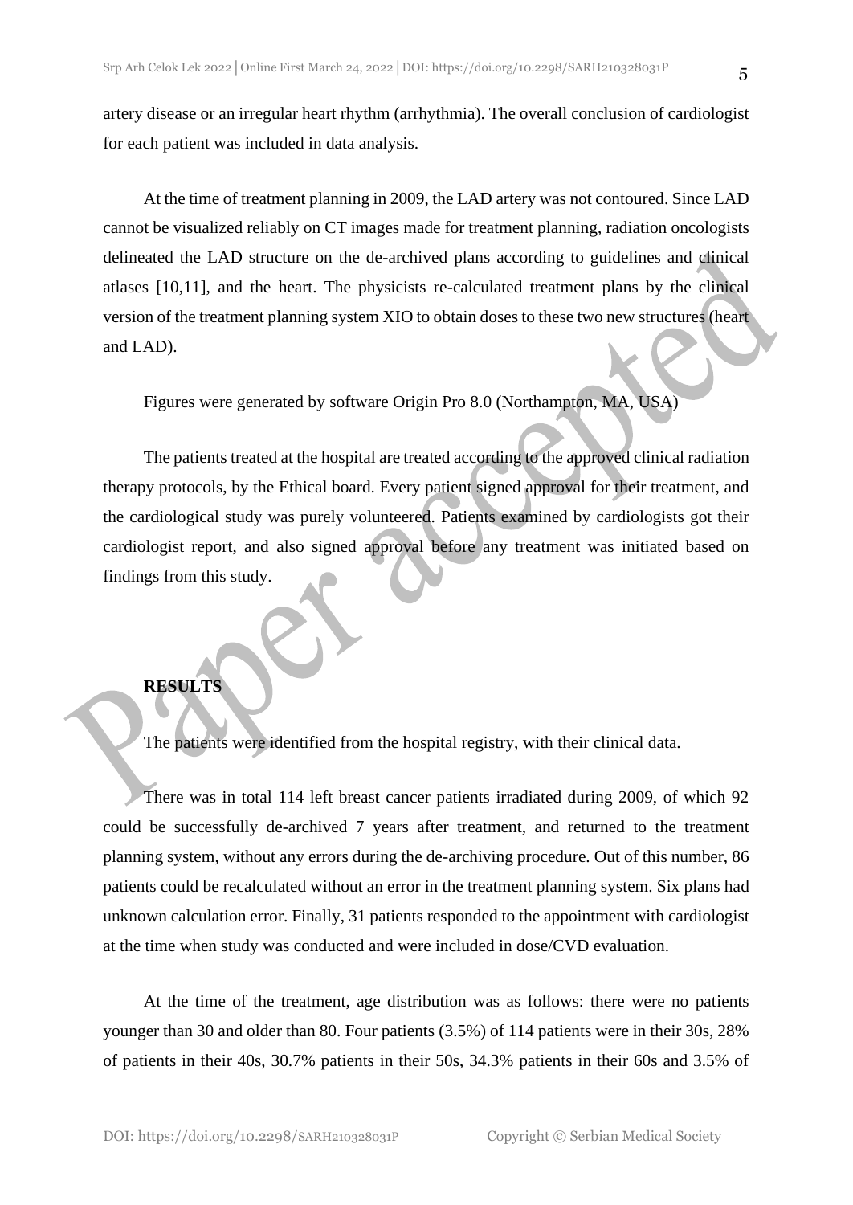artery disease or an irregular heart rhythm (arrhythmia). The overall conclusion of cardiologist for each patient was included in data analysis.

At the time of treatment planning in 2009, the LAD artery was not contoured. Since LAD cannot be visualized reliably on CT images made for treatment planning, radiation oncologists delineated the LAD structure on the de-archived plans according to guidelines and clinical atlases [10,11], and the heart. The physicists re-calculated treatment plans by the clinical version of the treatment planning system XIO to obtain doses to these two new structures (heart and LAD).

Figures were generated by software Origin Pro 8.0 (Northampton, MA, USA)

The patients treated at the hospital are treated according to the approved clinical radiation therapy protocols, by the Ethical board. Every patient signed approval for their treatment, and the cardiological study was purely volunteered. Patients examined by cardiologists got their cardiologist report, and also signed approval before any treatment was initiated based on findings from this study.

## RESULTS

The patients were identified from the hospital registry, with their clinical data.

There was in total 114 left breast cancer patients irradiated during 2009, of which 92 could be successfully de-archived 7 years after treatment, and returned to the treatment planning system, without any errors during the de-archiving procedure. Out of this number, 86 patients could be recalculated without an error in the treatment planning system. Six plans had unknown calculation error. Finally, 31 patients responded to the appointment with cardiologist at the time when study was conducted and were included in dose/CVD evaluation.

At the time of the treatment, age distribution was as follows: there were no patients younger than 30 and older than 80. Four patients (3.5%) of 114 patients were in their 30s, 28% of patients in their 40s, 30.7% patients in their 50s, 34.3% patients in their 60s and 3.5% of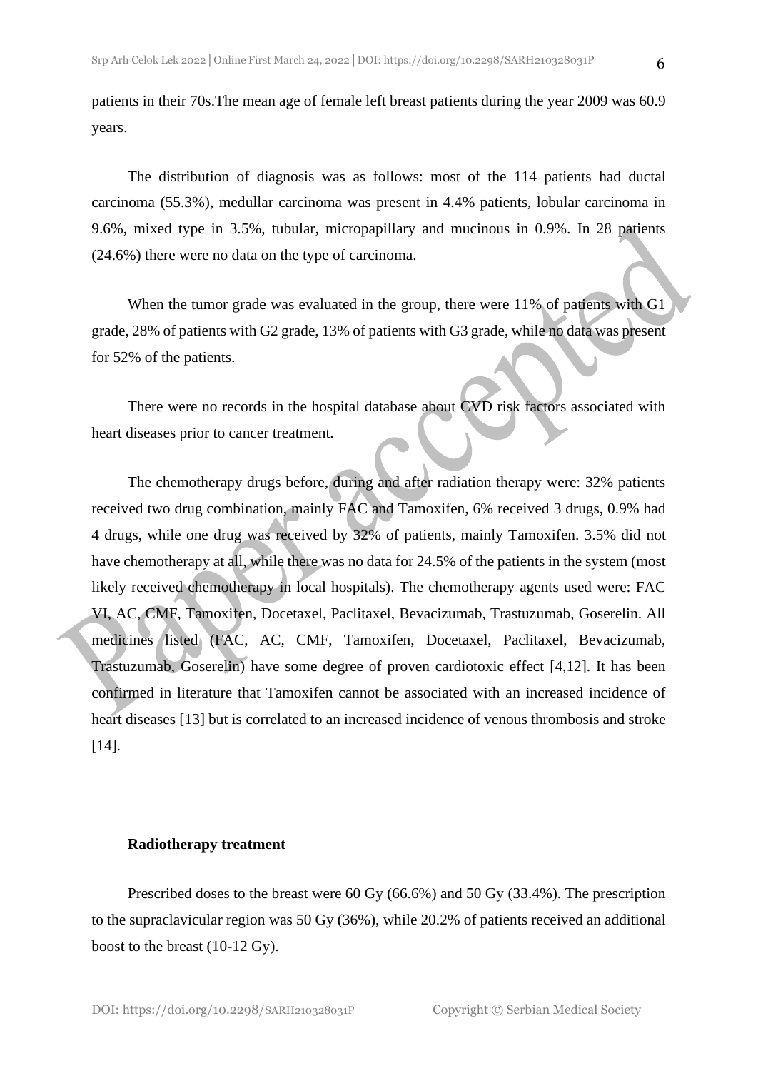patients in their 70s.The mean age of female left breast patients during the year 2009 was 60.9 years.

The distribution of diagnosis was as follows: most of the 114 patients had ductal carcinoma (55.3%), medullar carcinoma was present in 4.4% patients, lobular carcinoma in 9.6%, mixed type in 3.5%, tubular, micropapillary and mucinous in 0.9%. In 28 patients (24.6%) there were no data on the type of carcinoma.

When the tumor grade was evaluated in the group, there were 11% of patients with G1 grade, 28% of patients with G2 grade, 13% of patients with G3 grade, while no data was present for 52% of the patients.

There were no records in the hospital database about CVD risk factors associated with heart diseases prior to cancer treatment.

The chemotherapy drugs before, during and after radiation therapy were: 32% patients received two drug combination, mainly FAC and Tamoxifen, 6% received 3 drugs, 0.9% had 4 drugs, while one drug was received by 32% of patients, mainly Tamoxifen. 3.5% did not have chemotherapy at all, while there was no data for 24.5% of the patients in the system (most likely received chemotherapy in local hospitals). The chemotherapy agents used were: FAC VI, AC, CMF, Tamoxifen, Docetaxel, Paclitaxel, Bevacizumab, Trastuzumab, Goserelin. All medicines listed (FAC, AC, CMF, Tamoxifen, Docetaxel, Paclitaxel, Bevacizumab, Trastuzumab, Goserelin) have some degree of proven cardiotoxic effect [4,12]. It has been confirmed in literature that Tamoxifen cannot be associated with an increased incidence of heart diseases [13] but is correlated to an increased incidence of venous thrombosis and stroke [14].

### Radiotherapy treatment

Prescribed doses to the breast were 60 Gy (66.6%) and 50 Gy (33.4%). The prescription to the supraclavicular region was 50 Gy (36%), while 20.2% of patients received an additional boost to the breast (10-12 Gy).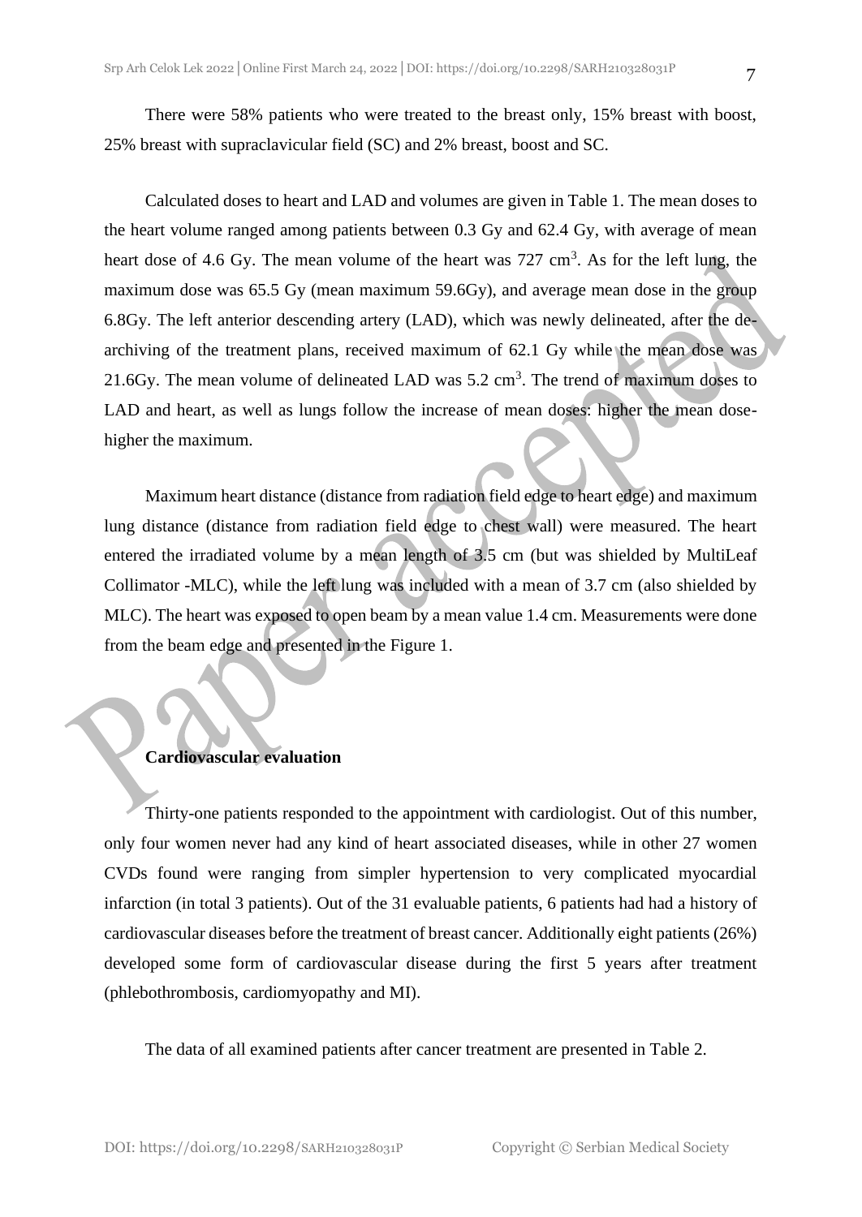There were 58% patients who were treated to the breast only, 15% breast with boost, 25% breast with supraclavicular field (SC) and 2% breast, boost and SC.

Calculated doses to heart and LAD and volumes are given in Table 1. The mean doses to the heart volume ranged among patients between 0.3 Gy and 62.4 Gy, with average of mean heart dose of 4.6 Gy. The mean volume of the heart was 727 $cm^3$. As for the left lung, the maximum dose was 65.5 Gy (mean maximum 59.6Gy), and average mean dose in the group 6.8Gy. The left anterior descending artery (LAD), which was newly delineated, after the de-archiving of the treatment plans, received maximum of 62.1 Gy while the mean dose was 21.6Gy. The mean volume of delineated LAD was 5.2 $cm^3$. The trend of maximum doses to LAD and heart, as well as lungs follow the increase of mean doses: higher the mean dose-higher the maximum.

Maximum heart distance (distance from radiation field edge to heart edge) and maximum lung distance (distance from radiation field edge to chest wall) were measured. The heart entered the irradiated volume by a mean length of 3.5 cm (but was shielded by MultiLeaf Collimator -MLC), while the left lung was included with a mean of 3.7 cm (also shielded by MLC). The heart was exposed to open beam by a mean value 1.4 cm. Measurements were done from the beam edge and presented in the Figure 1.

## Cardiovascular evaluation

Thirty-one patients responded to the appointment with cardiologist. Out of this number, only four women never had any kind of heart associated diseases, while in other 27 women CVDs found were ranging from simpler hypertension to very complicated myocardial infarction (in total 3 patients). Out of the 31 evaluable patients, 6 patients had had a history of cardiovascular diseases before the treatment of breast cancer. Additionally eight patients (26%) developed some form of cardiovascular disease during the first 5 years after treatment (phlebothrombosis, cardiomyopathy and MI).

The data of all examined patients after cancer treatment are presented in Table 2.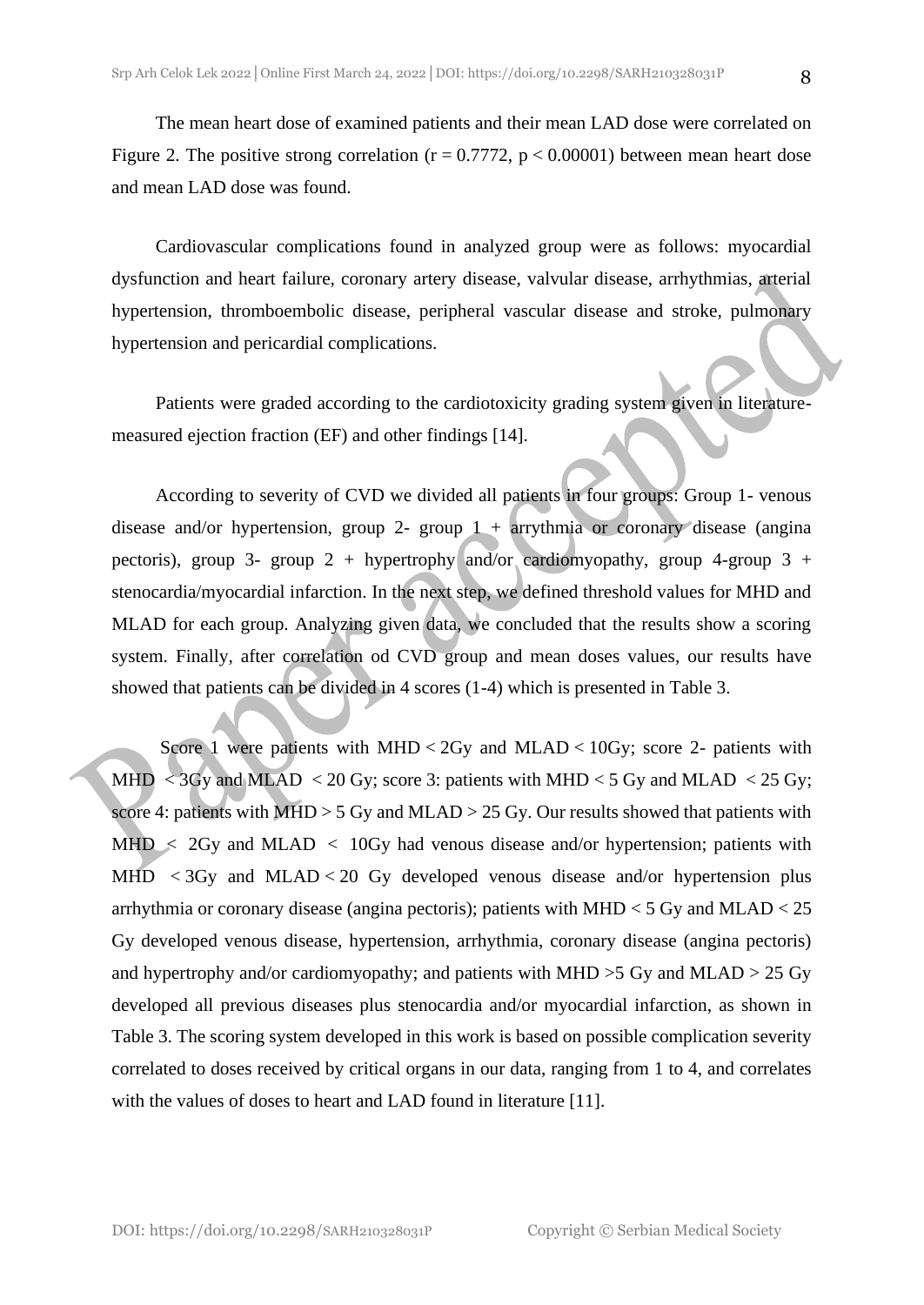The mean heart dose of examined patients and their mean LAD dose were correlated on Figure 2. The positive strong correlation ($r = 0.7772$, $p < 0.00001$) between mean heart dose and mean LAD dose was found.

Cardiovascular complications found in analyzed group were as follows: myocardial dysfunction and heart failure, coronary artery disease, valvular disease, arrhythmias, arterial hypertension, thromboembolic disease, peripheral vascular disease and stroke, pulmonary hypertension and pericardial complications.

Patients were graded according to the cardiotoxicity grading system given in literature-measured ejection fraction (EF) and other findings [14].

According to severity of CVD we divided all patients in four groups: Group 1- venous disease and/or hypertension, group 2- group 1 + arrythmia or coronary disease (angina pectoris), group 3- group 2 + hypertrophy and/or cardiomyopathy, group 4-group 3 + stenocardia/myocardial infarction. In the next step, we defined threshold values for MHD and MLAD for each group. Analyzing given data, we concluded that the results show a scoring system. Finally, after correlation od CVD group and mean doses values, our results have showed that patients can be divided in 4 scores (1-4) which is presented in Table 3.

Score 1 were patients with MHD < 2Gy and MLAD < 10Gy; score 2- patients with MHD < 3Gy and MLAD < 20 Gy; score 3: patients with MHD < 5 Gy and MLAD < 25 Gy; score 4: patients with MHD > 5 Gy and MLAD > 25 Gy. Our results showed that patients with MHD < 2Gy and MLAD < 10Gy had venous disease and/or hypertension; patients with MHD < 3Gy and MLAD < 20 Gy developed venous disease and/or hypertension plus arrhythmia or coronary disease (angina pectoris); patients with MHD < 5 Gy and MLAD < 25 Gy developed venous disease, hypertension, arrhythmia, coronary disease (angina pectoris) and hypertrophy and/or cardiomyopathy; and patients with MHD >5 Gy and MLAD > 25 Gy developed all previous diseases plus stenocardia and/or myocardial infarction, as shown in Table 3. The scoring system developed in this work is based on possible complication severity correlated to doses received by critical organs in our data, ranging from 1 to 4, and correlates with the values of doses to heart and LAD found in literature [11].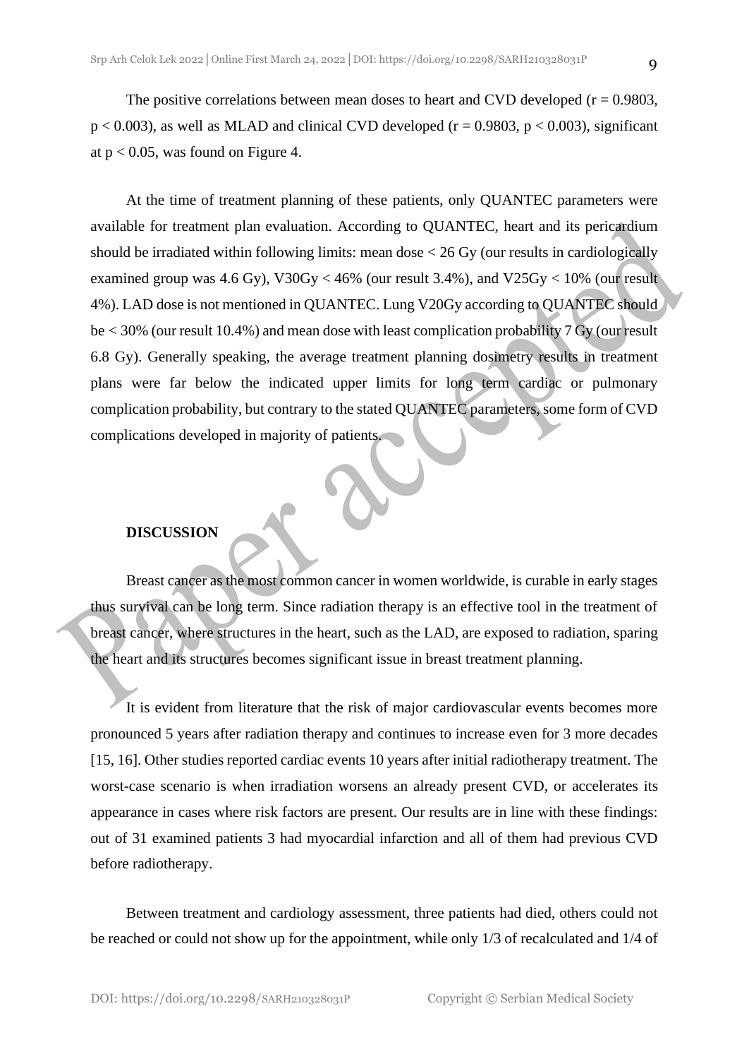The positive correlations between mean doses to heart and CVD developed ($r = 0.9803$, $p < 0.003$), as well as MLAD and clinical CVD developed ($r = 0.9803$, $p < 0.003$), significant at $p < 0.05$, was found on Figure 4.

At the time of treatment planning of these patients, only QUANTEC parameters were available for treatment plan evaluation. According to QUANTEC, heart and its pericardium should be irradiated within following limits: mean dose < 26 Gy (our results in cardiologically examined group was 4.6 Gy), V30Gy < 46% (our result 3.4%), and V25Gy < 10% (our result 4%). LAD dose is not mentioned in QUANTEC. Lung V20Gy according to QUANTEC should be < 30% (our result 10.4%) and mean dose with least complication probability 7 Gy (our result 6.8 Gy). Generally speaking, the average treatment planning dosimetry results in treatment plans were far below the indicated upper limits for long term cardiac or pulmonary complication probability, but contrary to the stated QUANTEC parameters, some form of CVD complications developed in majority of patients.

## DISCUSSION

Breast cancer as the most common cancer in women worldwide, is curable in early stages thus survival can be long term. Since radiation therapy is an effective tool in the treatment of breast cancer, where structures in the heart, such as the LAD, are exposed to radiation, sparing the heart and its structures becomes significant issue in breast treatment planning.

It is evident from literature that the risk of major cardiovascular events becomes more pronounced 5 years after radiation therapy and continues to increase even for 3 more decades [15, 16]. Other studies reported cardiac events 10 years after initial radiotherapy treatment. The worst-case scenario is when irradiation worsens an already present CVD, or accelerates its appearance in cases where risk factors are present. Our results are in line with these findings: out of 31 examined patients 3 had myocardial infarction and all of them had previous CVD before radiotherapy.

Between treatment and cardiology assessment, three patients had died, others could not be reached or could not show up for the appointment, while only 1/3 of recalculated and 1/4 of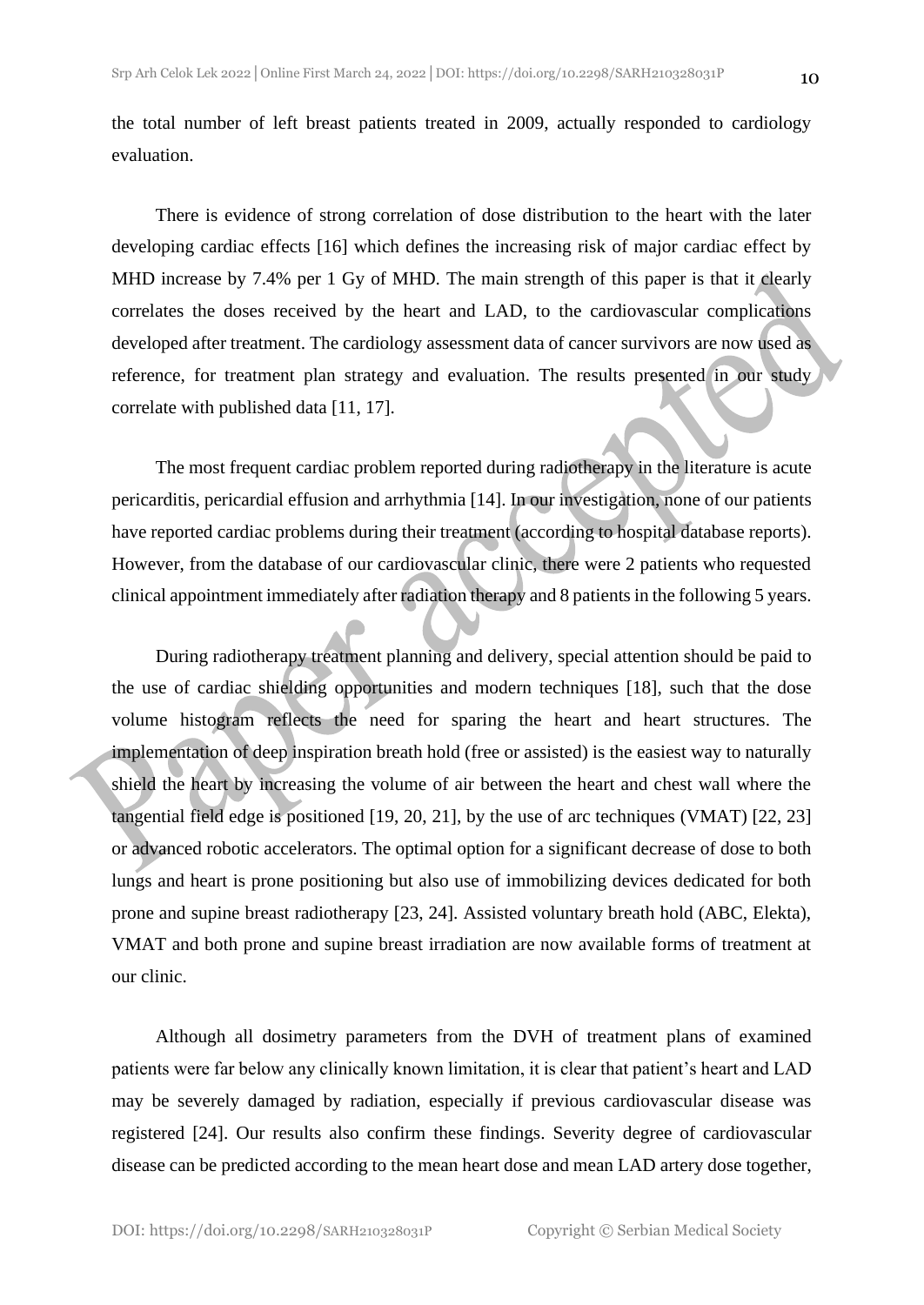the total number of left breast patients treated in 2009, actually responded to cardiology evaluation.

There is evidence of strong correlation of dose distribution to the heart with the later developing cardiac effects [16] which defines the increasing risk of major cardiac effect by MHD increase by 7.4% per 1 Gy of MHD. The main strength of this paper is that it clearly correlates the doses received by the heart and LAD, to the cardiovascular complications developed after treatment. The cardiology assessment data of cancer survivors are now used as reference, for treatment plan strategy and evaluation. The results presented in our study correlate with published data [11, 17].

The most frequent cardiac problem reported during radiotherapy in the literature is acute pericarditis, pericardial effusion and arrhythmia [14]. In our investigation, none of our patients have reported cardiac problems during their treatment (according to hospital database reports). However, from the database of our cardiovascular clinic, there were 2 patients who requested clinical appointment immediately after radiation therapy and 8 patients in the following 5 years.

During radiotherapy treatment planning and delivery, special attention should be paid to the use of cardiac shielding opportunities and modern techniques [18], such that the dose volume histogram reflects the need for sparing the heart and heart structures. The implementation of deep inspiration breath hold (free or assisted) is the easiest way to naturally shield the heart by increasing the volume of air between the heart and chest wall where the tangential field edge is positioned [19, 20, 21], by the use of arc techniques (VMAT) [22, 23] or advanced robotic accelerators. The optimal option for a significant decrease of dose to both lungs and heart is prone positioning but also use of immobilizing devices dedicated for both prone and supine breast radiotherapy [23, 24]. Assisted voluntary breath hold (ABC, Elekta), VMAT and both prone and supine breast irradiation are now available forms of treatment at our clinic.

Although all dosimetry parameters from the DVH of treatment plans of examined patients were far below any clinically known limitation, it is clear that patient's heart and LAD may be severely damaged by radiation, especially if previous cardiovascular disease was registered [24]. Our results also confirm these findings. Severity degree of cardiovascular disease can be predicted according to the mean heart dose and mean LAD artery dose together,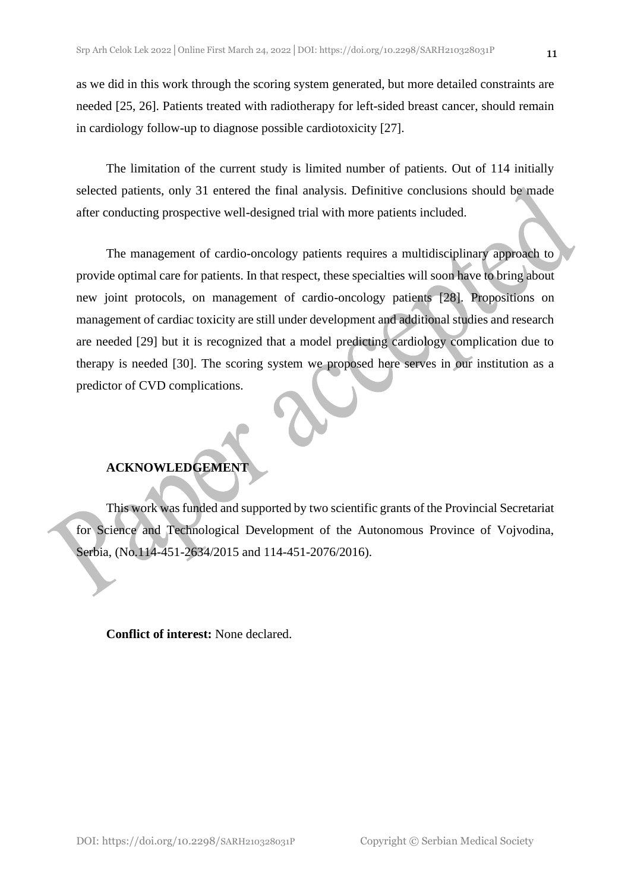as we did in this work through the scoring system generated, but more detailed constraints are needed [25, 26]. Patients treated with radiotherapy for left-sided breast cancer, should remain in cardiology follow-up to diagnose possible cardiotoxicity [27].

The limitation of the current study is limited number of patients. Out of 114 initially selected patients, only 31 entered the final analysis. Definitive conclusions should be made after conducting prospective well-designed trial with more patients included.

The management of cardio-oncology patients requires a multidisciplinary approach to provide optimal care for patients. In that respect, these specialties will soon have to bring about new joint protocols, on management of cardio-oncology patients [28]. Propositions on management of cardiac toxicity are still under development and additional studies and research are needed [29] but it is recognized that a model predicting cardiology complication due to therapy is needed [30]. The scoring system we proposed here serves in our institution as a predictor of CVD complications.

## ACKNOWLEDGEMENT

This work was funded and supported by two scientific grants of the Provincial Secretariat for Science and Technological Development of the Autonomous Province of Vojvodina, Serbia, (No.114-451-2634/2015 and 114-451-2076/2016).

**Conflict of interest:** None declared.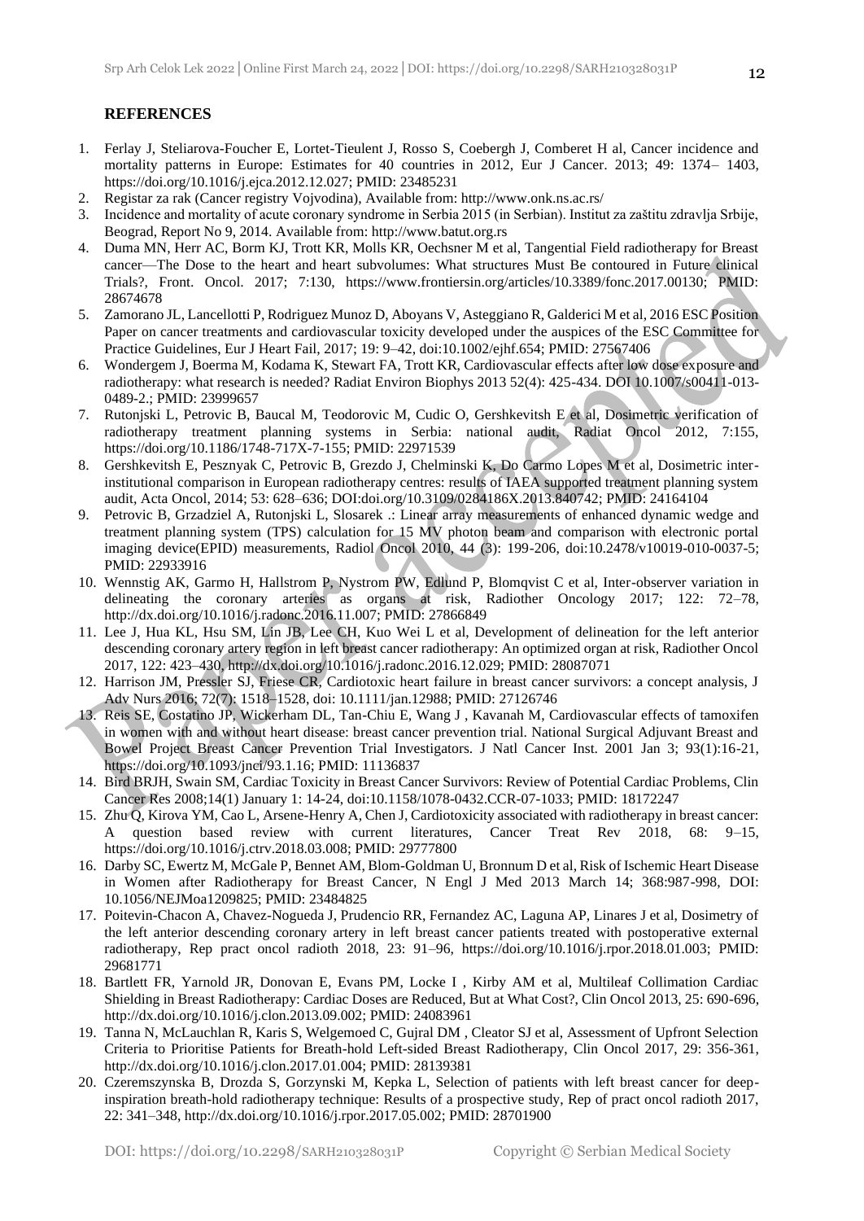## REFERENCES

1. Ferlay J, Steliarova-Foucher E, Lortet-Tieulent J, Rosso S, Coebergh J, Comberet H al, Cancer incidence and mortality patterns in Europe: Estimates for 40 countries in 2012, Eur J Cancer. 2013; 49: 1374– 1403, https://doi.org/10.1016/j.ejca.2012.12.027; PMID: 23485231
2. Registar za rak (Cancer registry Vojvodina), Available from: http://www.onk.ns.ac.rs/
3. Incidence and mortality of acute coronary syndrome in Serbia 2015 (in Serbian). Institut za zaštitu zdravlja Srbije, Beograd, Report No 9, 2014. Available from: http://www.batut.org.rs
4. Duma MN, Herr AC, Borm KJ, Trott KR, Molls KR, Oechsner M et al, Tangential Field radiotherapy for Breast cancer—The Dose to the heart and heart subvolumes: What structures Must Be contoured in Future clinical Trials?, Front. Oncol. 2017; 7:130, https://www.frontiersin.org/articles/10.3389/fonc.2017.00130; PMID: 28674678
5. Zamorano JL, Lancellotti P, Rodriguez Munoz D, Aboyans V, Asteggiano R, Galderici M et al, 2016 ESC Position Paper on cancer treatments and cardiovascular toxicity developed under the auspices of the ESC Committee for Practice Guidelines, Eur J Heart Fail, 2017; 19: 9–42, doi:10.1002/ejhf.654; PMID: 27567406
6. Wondergem J, Boerma M, Kodama K, Stewart FA, Trott KR, Cardiovascular effects after low dose exposure and radiotherapy: what research is needed? Radiat Environ Biophys 2013 52(4): 425-434. DOI 10.1007/s00411-013-0489-2.; PMID: 23999657
7. Rutonjski L, Petrovic B, Baucal M, Teodorovic M, Cudic O, Gershkevitsh E et al, Dosimetric verification of radiotherapy treatment planning systems in Serbia: national audit, Radiat Oncol 2012, 7:155, https://doi.org/10.1186/1748-717X-7-155; PMID: 22971539
8. Gershkevitsh E, Pesznyak C, Petrovic B, Grezdo J, Chelminski K, Do Carmo Lopes M et al, Dosimetric inter-institutional comparison in European radiotherapy centres: results of IAEA supported treatment planning system audit, Acta Oncol, 2014; 53: 628–636; DOI:doi.org/10.3109/0284186X.2013.840742; PMID: 24164104
9. Petrovic B, Grzadziel A, Rutonjski L, Slosarek .: Linear array measurements of enhanced dynamic wedge and treatment planning system (TPS) calculation for 15 MV photon beam and comparison with electronic portal imaging device(EPID) measurements, Radiol Oncol 2010, 44 (3): 199-206, doi:10.2478/v10019-010-0037-5; PMID: 22933916
10. Wennstig AK, Garmo H, Hallstrom P, Nystrom PW, Edlund P, Blomqvist C et al, Inter-observer variation in delineating the coronary arteries as organs at risk, Radiother Oncology 2017; 122: 72–78, http://dx.doi.org/10.1016/j.radonc.2016.11.007; PMID: 27866849
11. Lee J, Hua KL, Hsu SM, Lin JB, Lee CH, Kuo Wei L et al, Development of delineation for the left anterior descending coronary artery region in left breast cancer radiotherapy: An optimized organ at risk, Radiother Oncol 2017, 122: 423–430, http://dx.doi.org/10.1016/j.radonc.2016.12.029; PMID: 28087071
12. Harrison JM, Pressler SJ, Friese CR, Cardiotoxic heart failure in breast cancer survivors: a concept analysis, J Adv Nurs 2016; 72(7): 1518–1528, doi: 10.1111/jan.12988; PMID: 27126746
13. Reis SE, Costatino JP, Wickerham DL, Tan-Chiu E, Wang J , Kavanah M, Cardiovascular effects of tamoxifen in women with and without heart disease: breast cancer prevention trial. National Surgical Adjuvant Breast and Bowel Project Breast Cancer Prevention Trial Investigators. J Natl Cancer Inst. 2001 Jan 3; 93(1):16-21, https://doi.org/10.1093/jnci/93.1.16; PMID: 11136837
14. Bird BRJH, Swain SM, Cardiac Toxicity in Breast Cancer Survivors: Review of Potential Cardiac Problems, Clin Cancer Res 2008;14(1) January 1: 14-24, doi:10.1158/1078-0432.CCR-07-1033; PMID: 18172247
15. Zhu Q, Kirova YM, Cao L, Arsene-Henry A, Chen J, Cardiotoxicity associated with radiotherapy in breast cancer: A question based review with current literatures, Cancer Treat Rev 2018, 68: 9–15, https://doi.org/10.1016/j.ctrv.2018.03.008; PMID: 29777800
16. Darby SC, Ewertz M, McGale P, Bennet AM, Blom-Goldman U, Bronnum D et al, Risk of Ischemic Heart Disease in Women after Radiotherapy for Breast Cancer, N Engl J Med 2013 March 14; 368:987-998, DOI: 10.1056/NEJMoa1209825; PMID: 23484825
17. Poitevin-Chacon A, Chavez-Nogueda J, Prudencio RR, Fernandez AC, Laguna AP, Linares J et al, Dosimetry of the left anterior descending coronary artery in left breast cancer patients treated with postoperative external radiotherapy, Rep pract oncol radioth 2018, 23: 91–96, https://doi.org/10.1016/j.rpor.2018.01.003; PMID: 29681771
18. Bartlett FR, Yarnold JR, Donovan E, Evans PM, Locke I , Kirby AM et al, Multileaf Collimation Cardiac Shielding in Breast Radiotherapy: Cardiac Doses are Reduced, But at What Cost?, Clin Oncol 2013, 25: 690-696, http://dx.doi.org/10.1016/j.clon.2013.09.002; PMID: 24083961
19. Tanna N, McLauchlan R, Karis S, Welgemoed C, Gujral DM , Cleator SJ et al, Assessment of Upfront Selection Criteria to Prioritise Patients for Breath-hold Left-sided Breast Radiotherapy, Clin Oncol 2017, 29: 356-361, http://dx.doi.org/10.1016/j.clon.2017.01.004; PMID: 28139381
20. Czeremszynska B, Drozda S, Gorzynski M, Kepka L, Selection of patients with left breast cancer for deep-inspiration breath-hold radiotherapy technique: Results of a prospective study, Rep of pract oncol radioth 2017, 22: 341–348, http://dx.doi.org/10.1016/j.rpor.2017.05.002; PMID: 28701900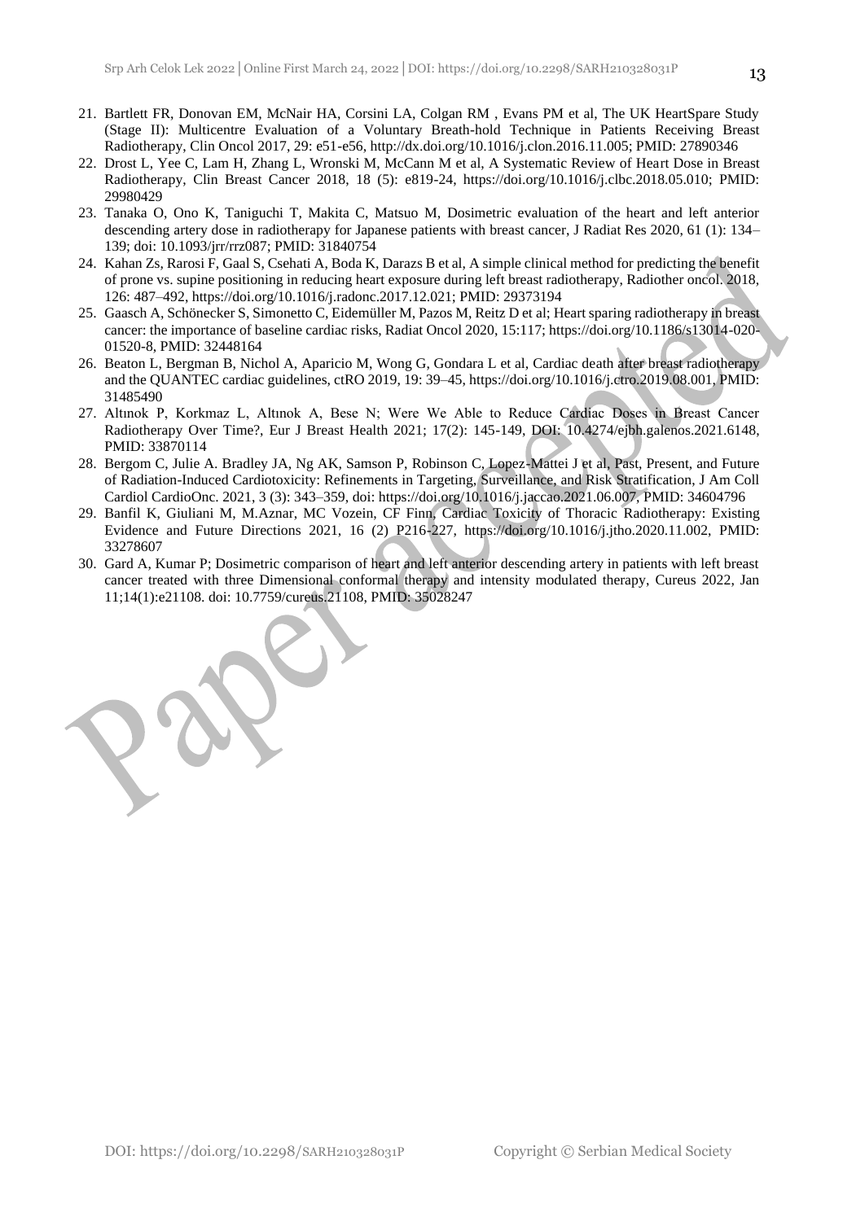21. Bartlett FR, Donovan EM, McNair HA, Corsini LA, Colgan RM , Evans PM et al, The UK HeartSpare Study (Stage II): Multicentre Evaluation of a Voluntary Breath-hold Technique in Patients Receiving Breast Radiotherapy, Clin Oncol 2017, 29: e51-e56, http://dx.doi.org/10.1016/j.clon.2016.11.005; PMID: 27890346
22. Drost L, Yee C, Lam H, Zhang L, Wronski M, McCann M et al, A Systematic Review of Heart Dose in Breast Radiotherapy, Clin Breast Cancer 2018, 18 (5): e819-24, https://doi.org/10.1016/j.clbc.2018.05.010; PMID: 29980429
23. Tanaka O, Ono K, Taniguchi T, Makita C, Matsuo M, Dosimetric evaluation of the heart and left anterior descending artery dose in radiotherapy for Japanese patients with breast cancer, J Radiat Res 2020, 61 (1): 134–139; doi: 10.1093/jrr/rrz087; PMID: 31840754
24. Kahan Zs, Rarosi F, Gaal S, Csehati A, Boda K, Darazs B et al, A simple clinical method for predicting the benefit of prone vs. supine positioning in reducing heart exposure during left breast radiotherapy, Radiother oncol. 2018, 126: 487–492, https://doi.org/10.1016/j.radonc.2017.12.021; PMID: 29373194
25. Gaasch A, Schönecker S, Simonetto C, Eidemüller M, Pazos M, Reitz D et al; Heart sparing radiotherapy in breast cancer: the importance of baseline cardiac risks, Radiat Oncol 2020, 15:117; https://doi.org/10.1186/s13014-020-01520-8, PMID: 32448164
26. Beaton L, Bergman B, Nichol A, Aparicio M, Wong G, Gondara L et al, Cardiac death after breast radiotherapy and the QUANTEC cardiac guidelines, ctRO 2019, 19: 39–45, https://doi.org/10.1016/j.ctro.2019.08.001, PMID: 31485490
27. Altınok P, Korkmaz L, Altınok A, Bese N; Were We Able to Reduce Cardiac Doses in Breast Cancer Radiotherapy Over Time?, Eur J Breast Health 2021; 17(2): 145-149, DOI: 10.4274/ejbh.galenos.2021.6148, PMID: 33870114
28. Bergom C, Julie A. Bradley JA, Ng AK, Samson P, Robinson C, Lopez-Mattei J et al, Past, Present, and Future of Radiation-Induced Cardiotoxicity: Refinements in Targeting, Surveillance, and Risk Stratification, J Am Coll Cardiol CardioOnc. 2021, 3 (3): 343–359, doi: https://doi.org/10.1016/j.jaccao.2021.06.007, PMID: 34604796
29. Banfil K, Giuliani M, M.Aznar, MC Vozein, CF Finn, Cardiac Toxicity of Thoracic Radiotherapy: Existing Evidence and Future Directions 2021, 16 (2) P216-227, https://doi.org/10.1016/j.jtho.2020.11.002, PMID: 33278607
30. Gard A, Kumar P; Dosimetric comparison of heart and left anterior descending artery in patients with left breast cancer treated with three Dimensional conformal therapy and intensity modulated therapy, Cureus 2022, Jan 11;14(1):e21108. doi: 10.7759/cureus.21108, PMID: 35028247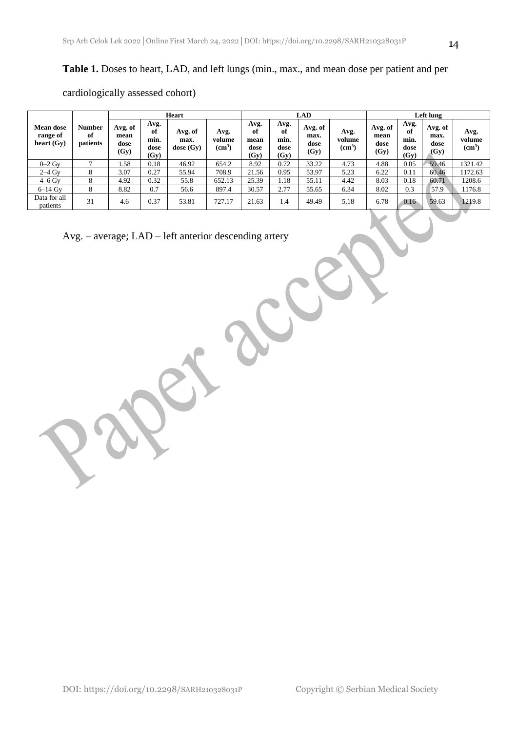**Table 1.** Doses to heart, LAD, and left lungs (min., max., and mean dose per patient and per cardiologically assessed cohort)

| Mean dose range of heart (Gy) | Number of patients | Heart | | | | LAD | | | | Left lung | | | |
|---|---|---|---|---|---|---|---|---|---|---|---|---|---|
| | | Avg. of mean dose (Gy) | Avg. of min. dose (Gy) | Avg. of max. dose (Gy) | Avg. volume ($cm^3$) | Avg. of mean dose (Gy) | Avg. of min. dose (Gy) | Avg. of max. dose (Gy) | Avg. volume ($cm^3$) | Avg. of mean dose (Gy) | Avg. of min. dose (Gy) | Avg. of max. dose (Gy) | Avg. volume ($cm^3$) |
| 0–2 Gy | 7 | 1.58 | 0.18 | 46.92 | 654.2 | 8.92 | 0.72 | 33.22 | 4.73 | 4.88 | 0.05 | 59.46 | 1321.42 |
| 2–4 Gy | 8 | 3.07 | 0.27 | 55.94 | 708.9 | 21.56 | 0.95 | 53.97 | 5.23 | 6.22 | 0.11 | 60.46 | 1172.63 |
| 4–6 Gy | 8 | 4.92 | 0.32 | 55.8 | 652.13 | 25.39 | 1.18 | 55.11 | 4.42 | 8.03 | 0.18 | 60.71 | 1208.6 |
| 6–14 Gy | 8 | 8.82 | 0.7 | 56.6 | 897.4 | 30.57 | 2.77 | 55.65 | 6.34 | 8.02 | 0.3 | 57.9 | 1176.8 |
| Data for all patients | 31 | 4.6 | 0.37 | 53.81 | 727.17 | 21.63 | 1.4 | 49.49 | 5.18 | 6.78 | 0.16 | 59.63 | 1219.8 |

Avg. – average; LAD – left anterior descending artery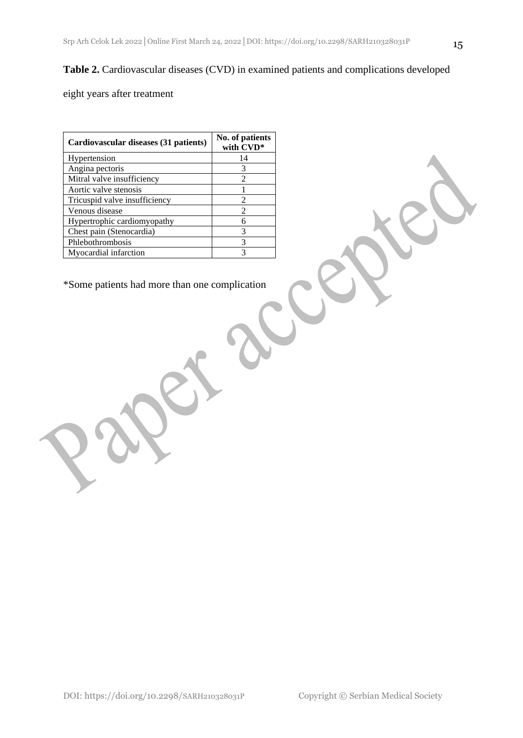**Table 2.** Cardiovascular diseases (CVD) in examined patients and complications developed eight years after treatment

| Cardiovascular diseases (31 patients) | No. of patients with CVD* |
|---|---|
| Hypertension | 14 |
| Angina pectoris | 3 |
| Mitral valve insufficiency | 2 |
| Aortic valve stenosis | 1 |
| Tricuspid valve insufficiency | 2 |
| Venous disease | 2 |
| Hypertrophic cardiomyopathy | 6 |
| Chest pain (Stenocardia) | 3 |
| Phlebothrombosis | 3 |
| Myocardial infarction | 3 |

*Some patients had more than one complication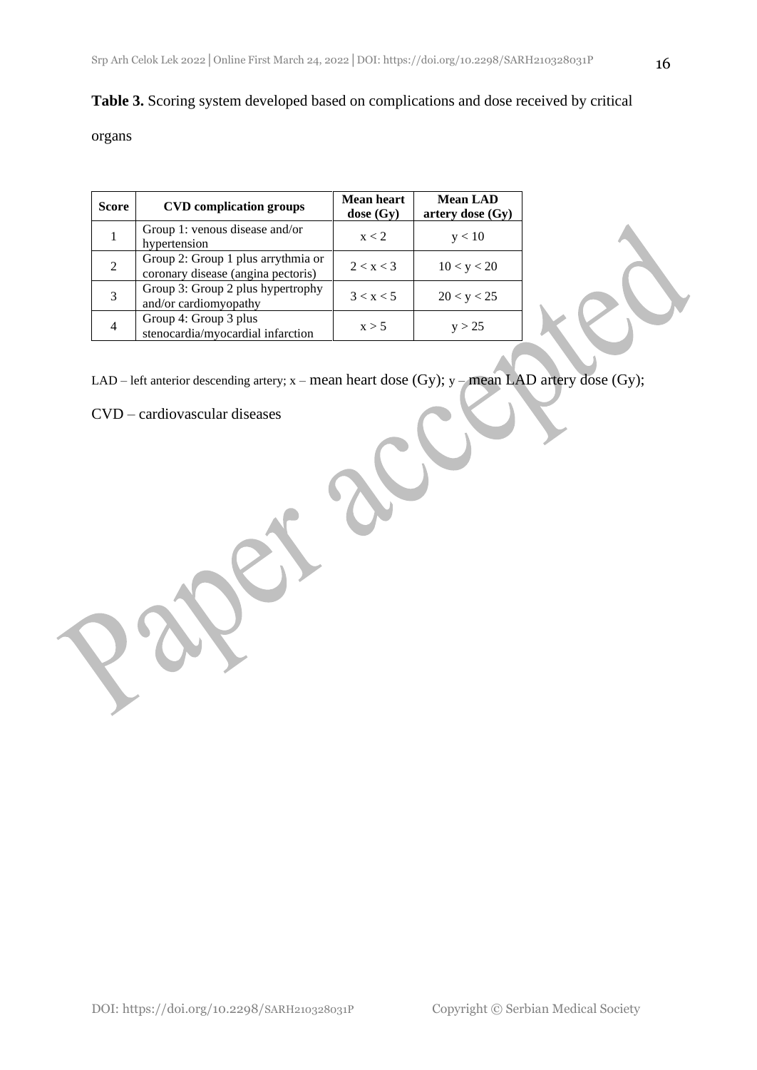**Table 3.** Scoring system developed based on complications and dose received by critical organs

| Score | CVD complication groups | Mean heart dose (Gy) | Mean LAD artery dose (Gy) |
|---|---|---|---|
| 1 | Group 1: venous disease and/or hypertension | $x < 2$ | $y < 10$ |
| 2 | Group 2: Group 1 plus arrythmia or coronary disease (angina pectoris) | $2 < x < 3$ | $10 < y < 20$ |
| 3 | Group 3: Group 2 plus hypertrophy and/or cardiomyopathy | $3 < x < 5$ | $20 < y < 25$ |
| 4 | Group 4: Group 3 plus stenocardia/myocardial infarction | $x > 5$ | $y > 25$ |

LAD – left anterior descending artery; x – mean heart dose (Gy); y – mean LAD artery dose (Gy); CVD – cardiovascular diseases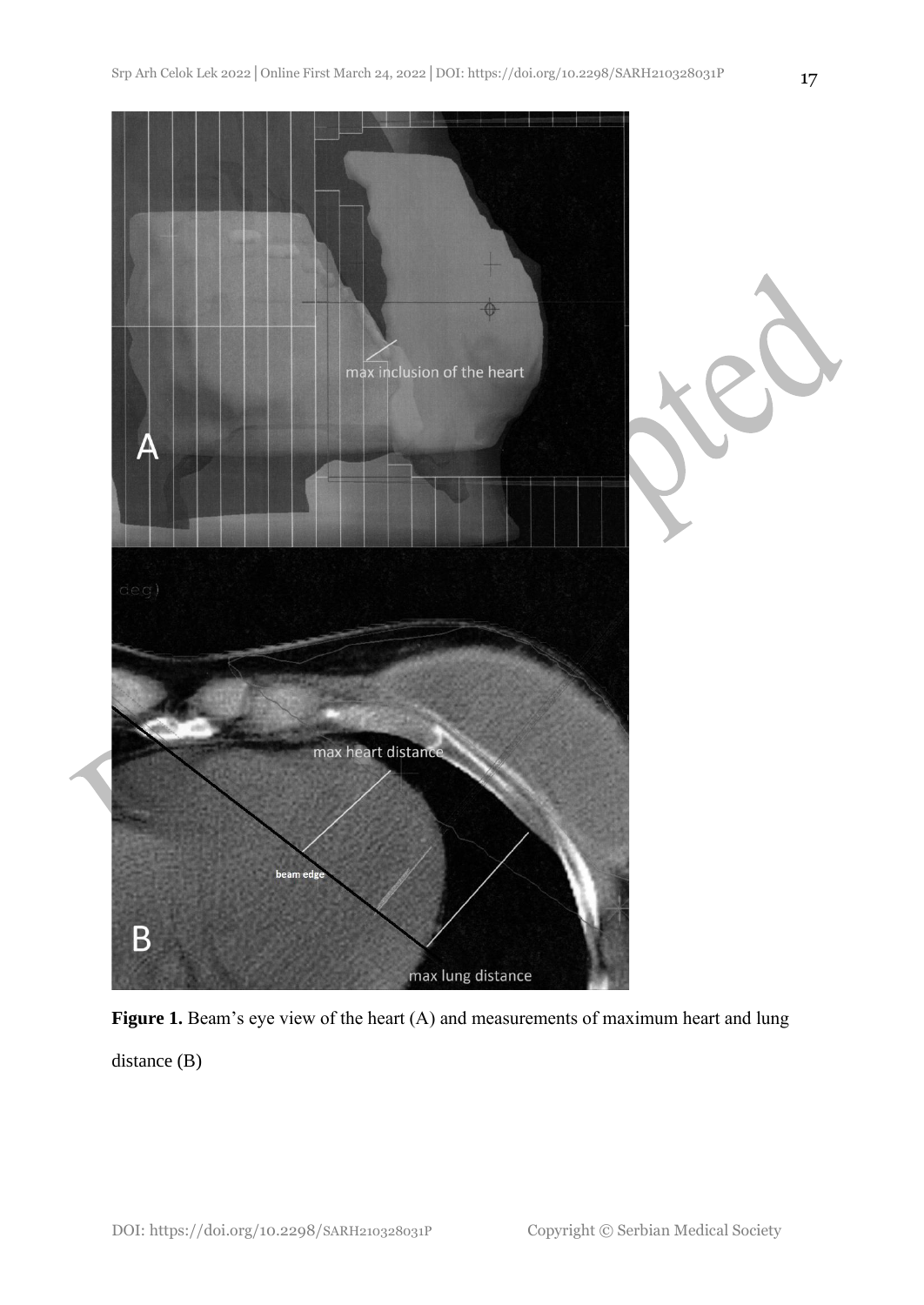**Figure 1.** Beam's eye view of the heart (A) and measurements of maximum heart and lung distance (B)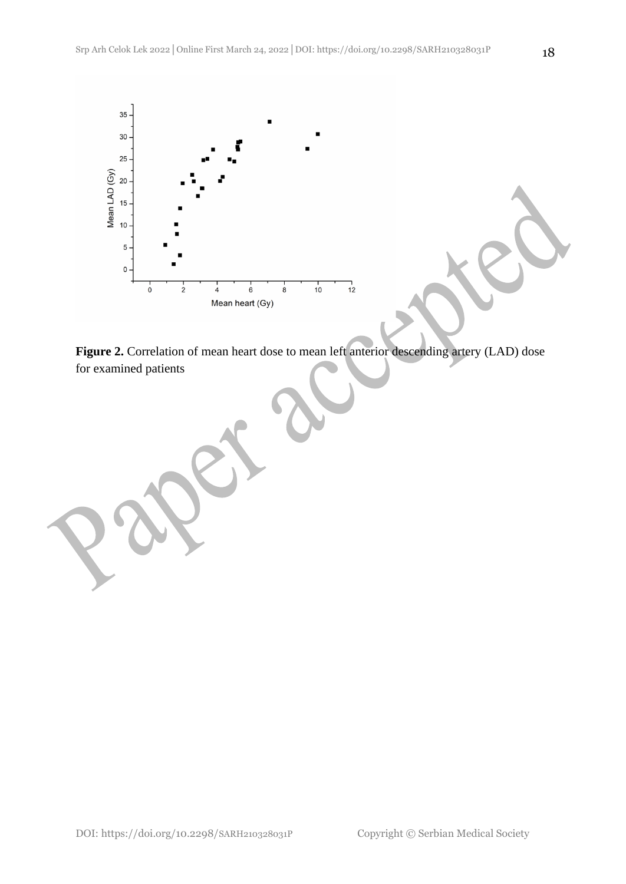**Figure 2.** Correlation of mean heart dose to mean left anterior descending artery (LAD) dose for examined patients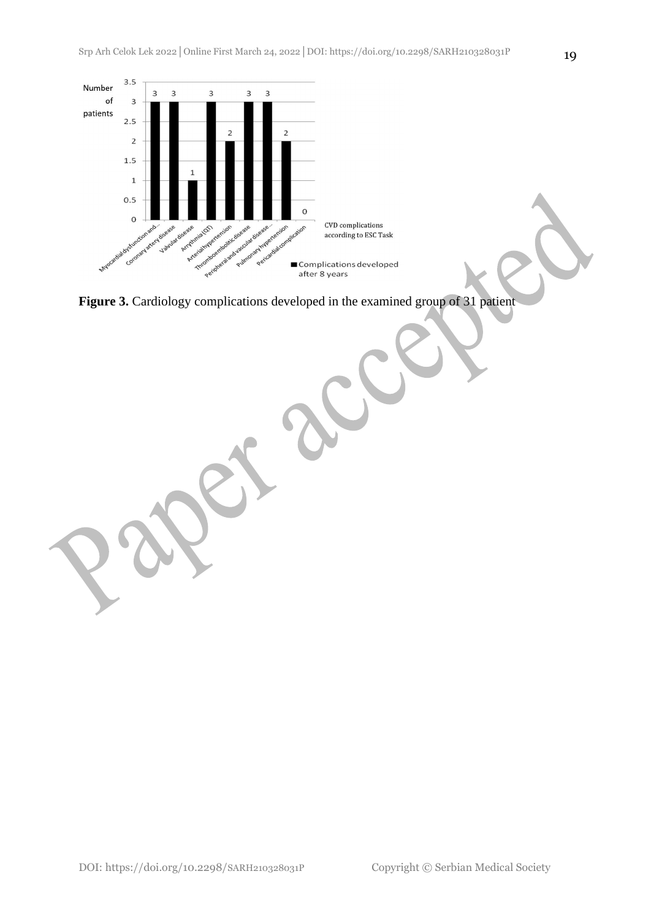**Figure 3.** Cardiology complications developed in the examined group of 31 patient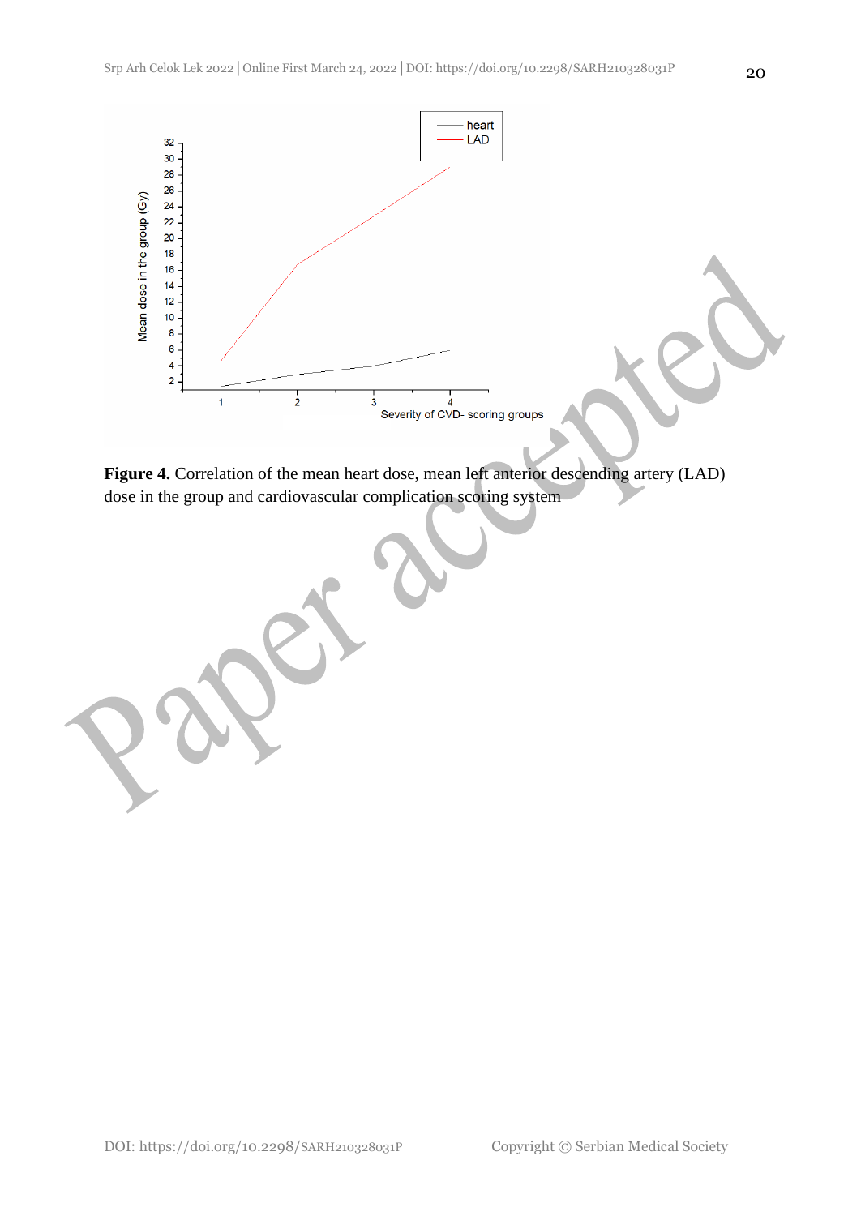heart
LAD

Mean dose in the group (Gy)

32
30
28
26
24
22
20
18
16
14
12
10
8
6
4
2

1
2
3
4

Severity of CVD- scoring groups

**Figure 4.** Correlation of the mean heart dose, mean left anterior descending artery (LAD) dose in the group and cardiovascular complication scoring system